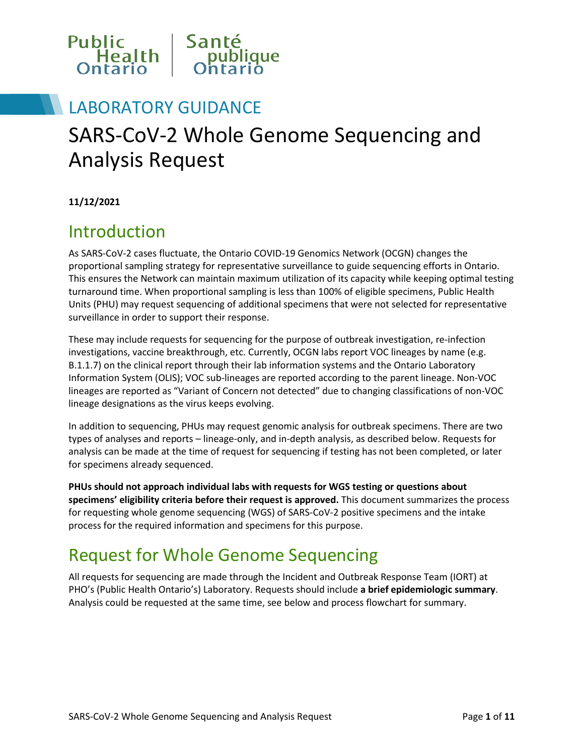Public Health Ontario | Santé publique Ontario

LABORATORY GUIDANCE

# SARS-CoV-2 Whole Genome Sequencing and Analysis Request

**11/12/2021**

## Introduction

As SARS-CoV-2 cases fluctuate, the Ontario COVID-19 Genomics Network (OCGN) changes the proportional sampling strategy for representative surveillance to guide sequencing efforts in Ontario. This ensures the Network can maintain maximum utilization of its capacity while keeping optimal testing turnaround time. When proportional sampling is less than 100% of eligible specimens, Public Health Units (PHU) may request sequencing of additional specimens that were not selected for representative surveillance in order to support their response.

These may include requests for sequencing for the purpose of outbreak investigation, re-infection investigations, vaccine breakthrough, etc. Currently, OCGN labs report VOC lineages by name (e.g. B.1.1.7) on the clinical report through their lab information systems and the Ontario Laboratory Information System (OLIS); VOC sub-lineages are reported according to the parent lineage. Non-VOC lineages are reported as "Variant of Concern not detected" due to changing classifications of non-VOC lineage designations as the virus keeps evolving.

In addition to sequencing, PHUs may request genomic analysis for outbreak specimens. There are two types of analyses and reports – lineage-only, and in-depth analysis, as described below. Requests for analysis can be made at the time of request for sequencing if testing has not been completed, or later for specimens already sequenced.

**PHUs should not approach individual labs with requests for WGS testing or questions about specimens' eligibility criteria before their request is approved.** This document summarizes the process for requesting whole genome sequencing (WGS) of SARS-CoV-2 positive specimens and the intake process for the required information and specimens for this purpose.

## Request for Whole Genome Sequencing

All requests for sequencing are made through the Incident and Outbreak Response Team (IORT) at PHO's (Public Health Ontario's) Laboratory. Requests should include **a brief epidemiologic summary**. Analysis could be requested at the same time, see below and process flowchart for summary.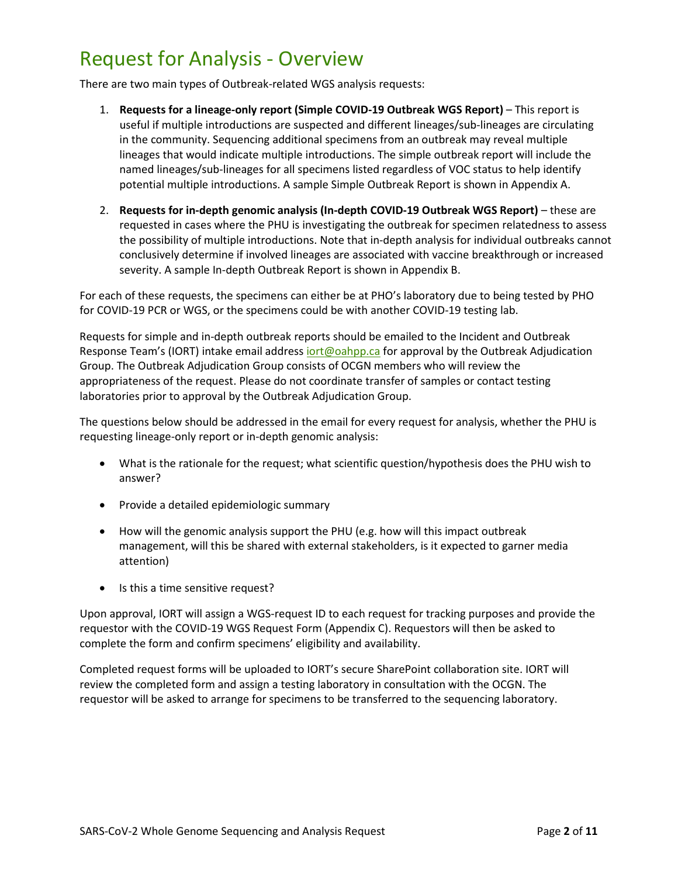# Request for Analysis - Overview

There are two main types of Outbreak-related WGS analysis requests:

1. **Requests for a lineage-only report (Simple COVID-19 Outbreak WGS Report)** – This report is useful if multiple introductions are suspected and different lineages/sub-lineages are circulating in the community. Sequencing additional specimens from an outbreak may reveal multiple lineages that would indicate multiple introductions. The simple outbreak report will include the named lineages/sub-lineages for all specimens listed regardless of VOC status to help identify potential multiple introductions. A sample Simple Outbreak Report is shown in Appendix A.

2. **Requests for in-depth genomic analysis (In-depth COVID-19 Outbreak WGS Report)** – these are requested in cases where the PHU is investigating the outbreak for specimen relatedness to assess the possibility of multiple introductions. Note that in-depth analysis for individual outbreaks cannot conclusively determine if involved lineages are associated with vaccine breakthrough or increased severity. A sample In-depth Outbreak Report is shown in Appendix B.

For each of these requests, the specimens can either be at PHO's laboratory due to being tested by PHO for COVID-19 PCR or WGS, or the specimens could be with another COVID-19 testing lab.

Requests for simple and in-depth outbreak reports should be emailed to the Incident and Outbreak Response Team's (IORT) intake email address iort@oahpp.ca for approval by the Outbreak Adjudication Group. The Outbreak Adjudication Group consists of OCGN members who will review the appropriateness of the request. Please do not coordinate transfer of samples or contact testing laboratories prior to approval by the Outbreak Adjudication Group.

The questions below should be addressed in the email for every request for analysis, whether the PHU is requesting lineage-only report or in-depth genomic analysis:

- What is the rationale for the request; what scientific question/hypothesis does the PHU wish to answer?
- Provide a detailed epidemiologic summary
- How will the genomic analysis support the PHU (e.g. how will this impact outbreak management, will this be shared with external stakeholders, is it expected to garner media attention)
- Is this a time sensitive request?

Upon approval, IORT will assign a WGS-request ID to each request for tracking purposes and provide the requestor with the COVID-19 WGS Request Form (Appendix C). Requestors will then be asked to complete the form and confirm specimens' eligibility and availability.

Completed request forms will be uploaded to IORT's secure SharePoint collaboration site. IORT will review the completed form and assign a testing laboratory in consultation with the OCGN. The requestor will be asked to arrange for specimens to be transferred to the sequencing laboratory.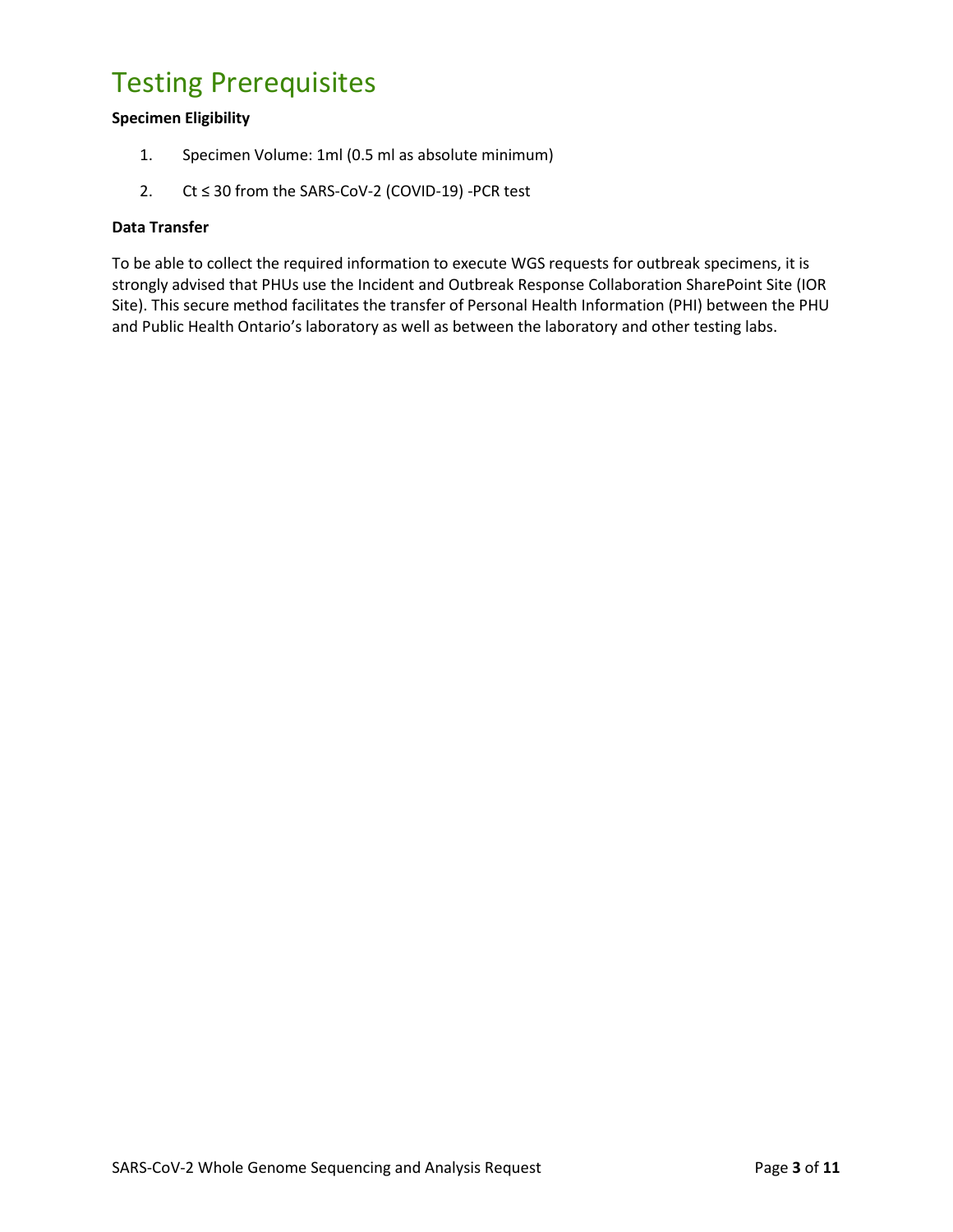# Testing Prerequisites

**Specimen Eligibility**

1. Specimen Volume: 1ml (0.5 ml as absolute minimum)
2. Ct ≤ 30 from the SARS-CoV-2 (COVID-19) -PCR test

**Data Transfer**

To be able to collect the required information to execute WGS requests for outbreak specimens, it is strongly advised that PHUs use the Incident and Outbreak Response Collaboration SharePoint Site (IOR Site). This secure method facilitates the transfer of Personal Health Information (PHI) between the PHU and Public Health Ontario's laboratory as well as between the laboratory and other testing labs.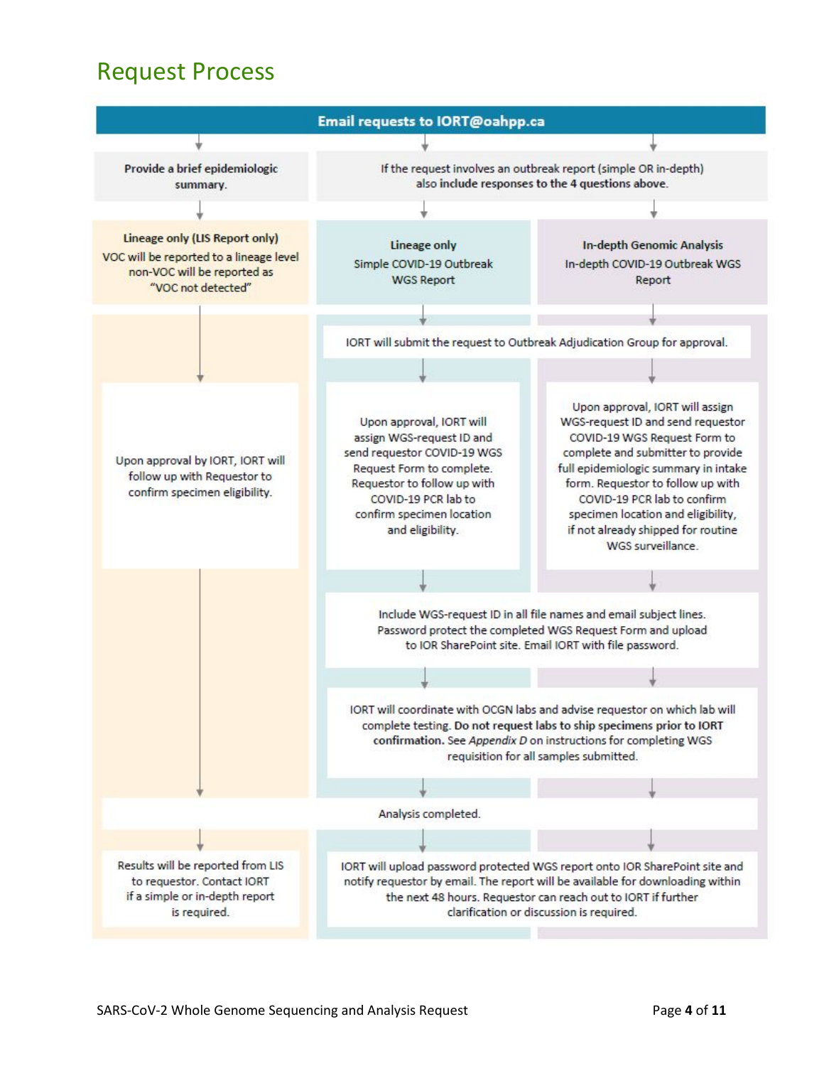## Request Process

**Email requests to IORT@oahpp.ca**

| Lineage only (LIS Report only) | Lineage only | In-depth Genomic Analysis |
|---|---|---|
| Provide a brief epidemiologic summary. | If the request involves an outbreak report (simple OR in-depth) also include responses to the 4 questions above. | If the request involves an outbreak report (simple OR in-depth) also include responses to the 4 questions above. |
| **Lineage only (LIS Report only)** VOC will be reported to a lineage level non-VOC will be reported as "VOC not detected" | **Lineage only** Simple COVID-19 Outbreak WGS Report | **In-depth Genomic Analysis** In-depth COVID-19 Outbreak WGS Report |
| | IORT will submit the request to Outbreak Adjudication Group for approval. | IORT will submit the request to Outbreak Adjudication Group for approval. |
| Upon approval by IORT, IORT will follow up with Requestor to confirm specimen eligibility. | Upon approval, IORT will assign WGS-request ID and send requestor COVID-19 WGS Request Form to complete. Requestor to follow up with COVID-19 PCR lab to confirm specimen location and eligibility. | Upon approval, IORT will assign WGS-request ID and send requestor COVID-19 WGS Request Form to complete and submitter to provide full epidemiologic summary in intake form. Requestor to follow up with COVID-19 PCR lab to confirm specimen location and eligibility, if not already shipped for routine WGS surveillance. |
| | Include WGS-request ID in all file names and email subject lines. Password protect the completed WGS Request Form and upload to IOR SharePoint site. Email IORT with file password. | Include WGS-request ID in all file names and email subject lines. Password protect the completed WGS Request Form and upload to IOR SharePoint site. Email IORT with file password. |
| | IORT will coordinate with OCGN labs and advise requestor on which lab will complete testing. **Do not request labs to ship specimens prior to IORT confirmation.** See *Appendix D* on instructions for completing WGS requisition for all samples submitted. | IORT will coordinate with OCGN labs and advise requestor on which lab will complete testing. **Do not request labs to ship specimens prior to IORT confirmation.** See *Appendix D* on instructions for completing WGS requisition for all samples submitted. |
| Analysis completed. | Analysis completed. | Analysis completed. |
| Results will be reported from LIS to requestor. Contact IORT if a simple or in-depth report is required. | IORT will upload password protected WGS report onto IOR SharePoint site and notify requestor by email. The report will be available for downloading within the next 48 hours. Requestor can reach out to IORT if further clarification or discussion is required. | IORT will upload password protected WGS report onto IOR SharePoint site and notify requestor by email. The report will be available for downloading within the next 48 hours. Requestor can reach out to IORT if further clarification or discussion is required. |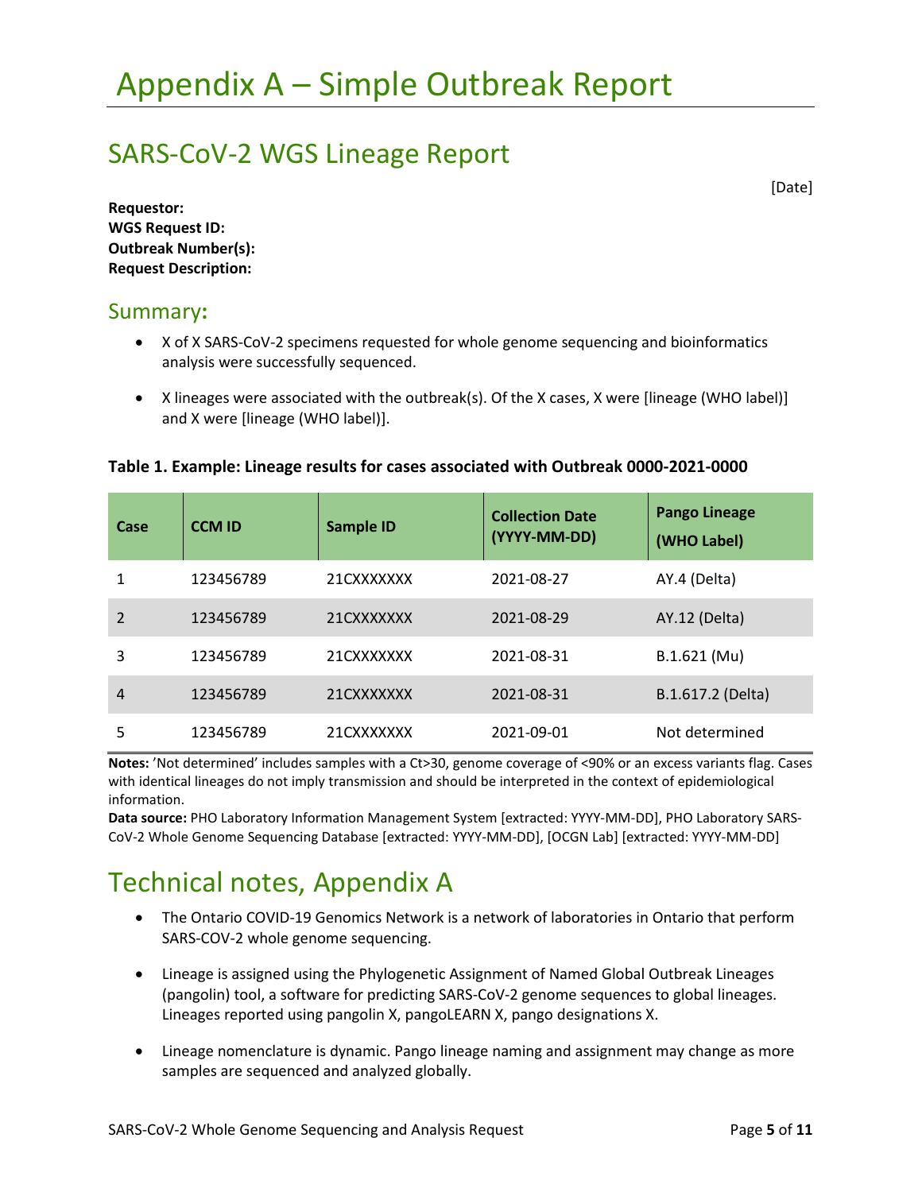# Appendix A – Simple Outbreak Report

## SARS-CoV-2 WGS Lineage Report

[Date]

**Requestor:**
**WGS Request ID:**
**Outbreak Number(s):**
**Request Description:**

### Summary:

- X of X SARS-CoV-2 specimens requested for whole genome sequencing and bioinformatics analysis were successfully sequenced.
- X lineages were associated with the outbreak(s). Of the X cases, X were [lineage (WHO label)] and X were [lineage (WHO label)].

**Table 1. Example: Lineage results for cases associated with Outbreak 0000-2021-0000**

| Case | CCM ID | Sample ID | Collection Date (YYYY-MM-DD) | Pango Lineage (WHO Label) |
|---|---|---|---|---|
| 1 | 123456789 | 21CXXXXXXX | 2021-08-27 | AY.4 (Delta) |
| 2 | 123456789 | 21CXXXXXXX | 2021-08-29 | AY.12 (Delta) |
| 3 | 123456789 | 21CXXXXXXX | 2021-08-31 | B.1.621 (Mu) |
| 4 | 123456789 | 21CXXXXXXX | 2021-08-31 | B.1.617.2 (Delta) |
| 5 | 123456789 | 21CXXXXXXX | 2021-09-01 | Not determined |

**Notes:** 'Not determined' includes samples with a Ct>30, genome coverage of <90% or an excess variants flag. Cases with identical lineages do not imply transmission and should be interpreted in the context of epidemiological information.
**Data source:** PHO Laboratory Information Management System [extracted: YYYY-MM-DD], PHO Laboratory SARS-CoV-2 Whole Genome Sequencing Database [extracted: YYYY-MM-DD], [OCGN Lab] [extracted: YYYY-MM-DD]

# Technical notes, Appendix A

- The Ontario COVID-19 Genomics Network is a network of laboratories in Ontario that perform SARS-COV-2 whole genome sequencing.
- Lineage is assigned using the Phylogenetic Assignment of Named Global Outbreak Lineages (pangolin) tool, a software for predicting SARS-CoV-2 genome sequences to global lineages. Lineages reported using pangolin X, pangoLEARN X, pango designations X.
- Lineage nomenclature is dynamic. Pango lineage naming and assignment may change as more samples are sequenced and analyzed globally.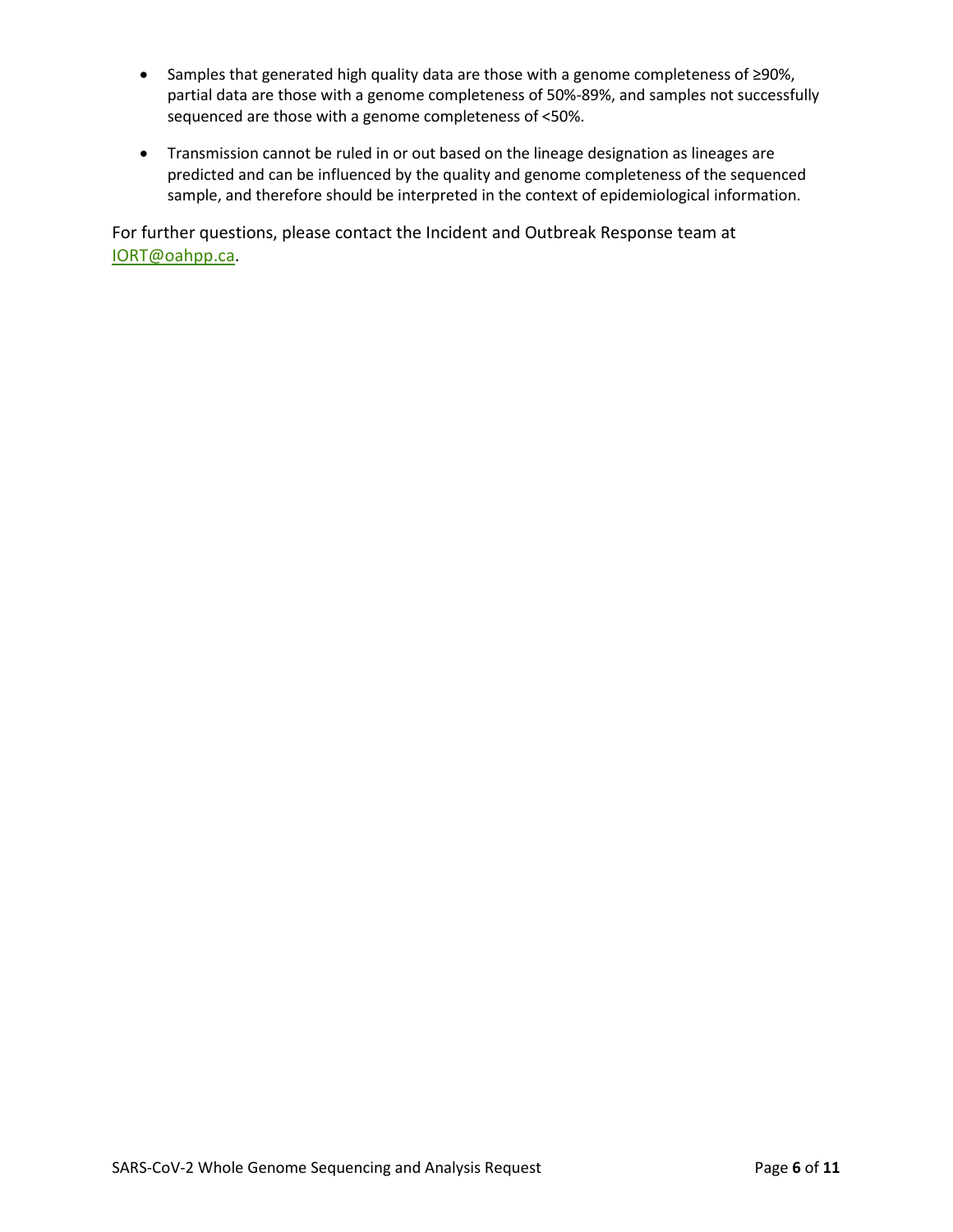- Samples that generated high quality data are those with a genome completeness of ≥90%, partial data are those with a genome completeness of 50%-89%, and samples not successfully sequenced are those with a genome completeness of <50%.
- Transmission cannot be ruled in or out based on the lineage designation as lineages are predicted and can be influenced by the quality and genome completeness of the sequenced sample, and therefore should be interpreted in the context of epidemiological information.

For further questions, please contact the Incident and Outbreak Response team at [IORT@oahpp.ca](mailto:IORT@oahpp.ca).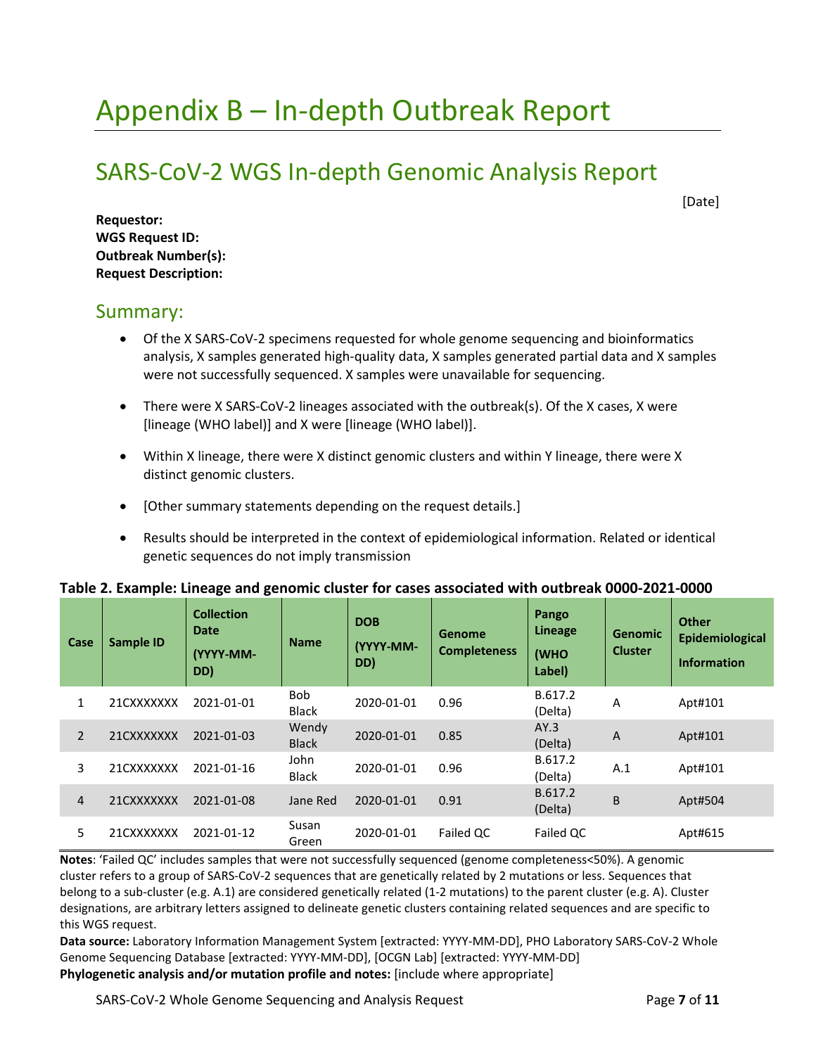# Appendix B – In-depth Outbreak Report

## SARS-CoV-2 WGS In-depth Genomic Analysis Report

[Date]

**Requestor:**
**WGS Request ID:**
**Outbreak Number(s):**
**Request Description:**

### Summary:

- Of the X SARS-CoV-2 specimens requested for whole genome sequencing and bioinformatics analysis, X samples generated high-quality data, X samples generated partial data and X samples were not successfully sequenced. X samples were unavailable for sequencing.
- There were X SARS-CoV-2 lineages associated with the outbreak(s). Of the X cases, X were [lineage (WHO label)] and X were [lineage (WHO label)].
- Within X lineage, there were X distinct genomic clusters and within Y lineage, there were X distinct genomic clusters.
- [Other summary statements depending on the request details.]
- Results should be interpreted in the context of epidemiological information. Related or identical genetic sequences do not imply transmission

**Table 2. Example: Lineage and genomic cluster for cases associated with outbreak 0000-2021-0000**

| Case | Sample ID | Collection Date (YYYY-MM-DD) | Name | DOB (YYYY-MM-DD) | Genome Completeness | Pango Lineage (WHO Label) | Genomic Cluster | Other Epidemiological Information |
|---|---|---|---|---|---|---|---|---|
| 1 | 21CXXXXXXX | 2021-01-01 | Bob Black | 2020-01-01 | 0.96 | B.617.2 (Delta) | A | Apt#101 |
| 2 | 21CXXXXXXX | 2021-01-03 | Wendy Black | 2020-01-01 | 0.85 | AY.3 (Delta) | A | Apt#101 |
| 3 | 21CXXXXXXX | 2021-01-16 | John Black | 2020-01-01 | 0.96 | B.617.2 (Delta) | A.1 | Apt#101 |
| 4 | 21CXXXXXXX | 2021-01-08 | Jane Red | 2020-01-01 | 0.91 | B.617.2 (Delta) | B | Apt#504 |
| 5 | 21CXXXXXXX | 2021-01-12 | Susan Green | 2020-01-01 | Failed QC | Failed QC | | Apt#615 |

**Notes**: 'Failed QC' includes samples that were not successfully sequenced (genome completeness<50%). A genomic cluster refers to a group of SARS-CoV-2 sequences that are genetically related by 2 mutations or less. Sequences that belong to a sub-cluster (e.g. A.1) are considered genetically related (1-2 mutations) to the parent cluster (e.g. A). Cluster designations, are arbitrary letters assigned to delineate genetic clusters containing related sequences and are specific to this WGS request.

**Data source:** Laboratory Information Management System [extracted: YYYY-MM-DD], PHO Laboratory SARS-CoV-2 Whole Genome Sequencing Database [extracted: YYYY-MM-DD], [OCGN Lab] [extracted: YYYY-MM-DD]

**Phylogenetic analysis and/or mutation profile and notes:** [include where appropriate]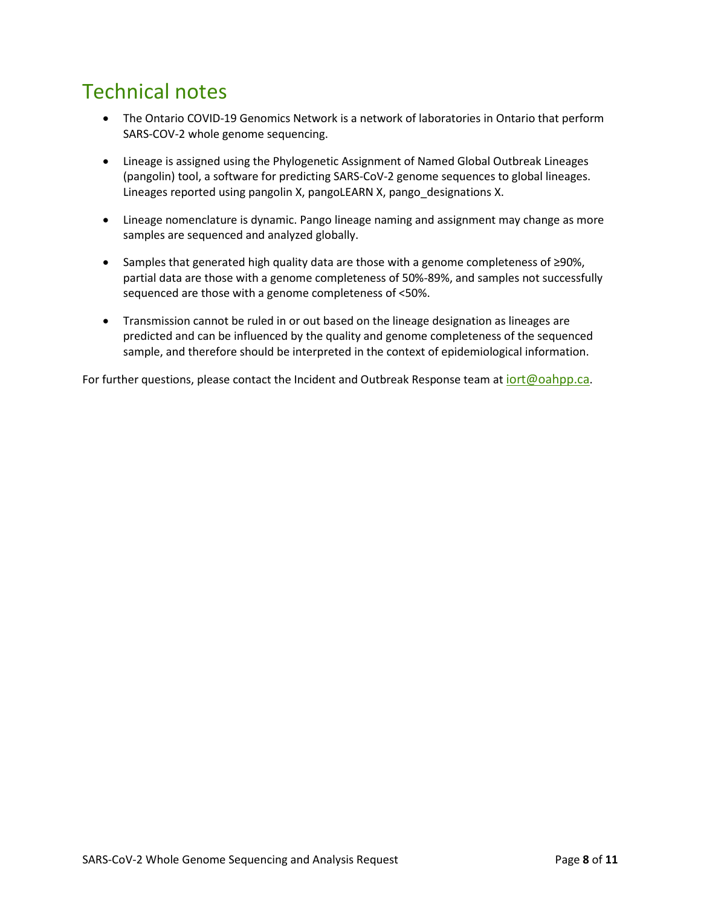# Technical notes

- The Ontario COVID-19 Genomics Network is a network of laboratories in Ontario that perform SARS-COV-2 whole genome sequencing.
- Lineage is assigned using the Phylogenetic Assignment of Named Global Outbreak Lineages (pangolin) tool, a software for predicting SARS-CoV-2 genome sequences to global lineages. Lineages reported using pangolin X, pangoLEARN X, pango_designations X.
- Lineage nomenclature is dynamic. Pango lineage naming and assignment may change as more samples are sequenced and analyzed globally.
- Samples that generated high quality data are those with a genome completeness of ≥90%, partial data are those with a genome completeness of 50%-89%, and samples not successfully sequenced are those with a genome completeness of <50%.
- Transmission cannot be ruled in or out based on the lineage designation as lineages are predicted and can be influenced by the quality and genome completeness of the sequenced sample, and therefore should be interpreted in the context of epidemiological information.

For further questions, please contact the Incident and Outbreak Response team at iort@oahpp.ca.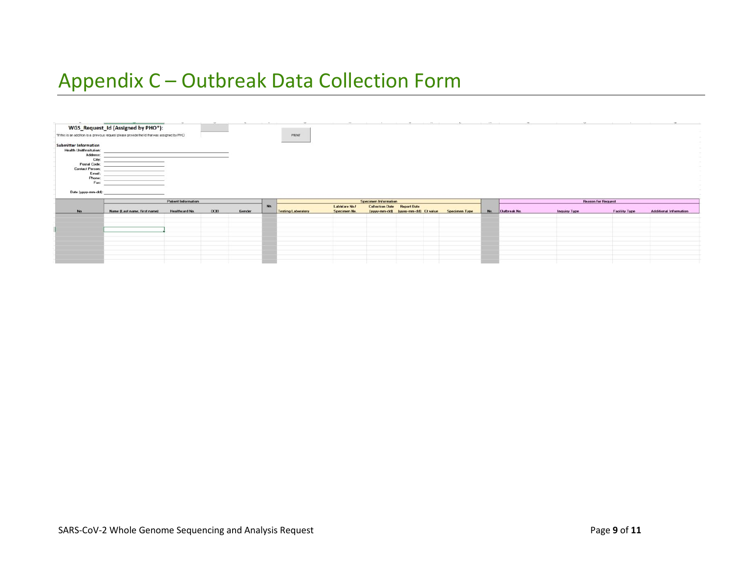# Appendix C – Outbreak Data Collection Form

**WGS_Request_Id (Assigned by PHO*):**

*If this is an addition to a previous request please provide the Id that was assigned by PHO

PRINT

**Submitter Information**

Health Unit/Institution:

Address:

City:

Postal Code:

Contact Person:

Email:

Phone:

Fax:

Date (yyyy-mm-dd):

| | Patient Information | | | | | Specimen Information | | | | | | | Reason for Request | | | |
|---|---|---|---|---|---|---|---|---|---|---|---|---|---|---|---|---|
| No. | Name (Last name, first name) | Healthcard No. | DOB | Gender | No. | Testing Laboratory | LabWare No./ Specimen No. | Collection Date (yyyy-mm-dd) | Report Date (yyyy-mm-dd) | Ct value | Specimen Type | No. | Outbreak No. | Inquiry Type | Facility Type | Additional Information |
| | | | | | | | | | | | | | | | | |
| | | | | | | | | | | | | | | | | |
| | | | | | | | | | | | | | | | | |
| | | | | | | | | | | | | | | | | |
| | | | | | | | | | | | | | | | | |
| | | | | | | | | | | | | | | | | |
| | | | | | | | | | | | | | | | | |
| | | | | | | | | | | | | | | | | |
| | | | | | | | | | | | | | | | | |
| | | | | | | | | | | | | | | | | |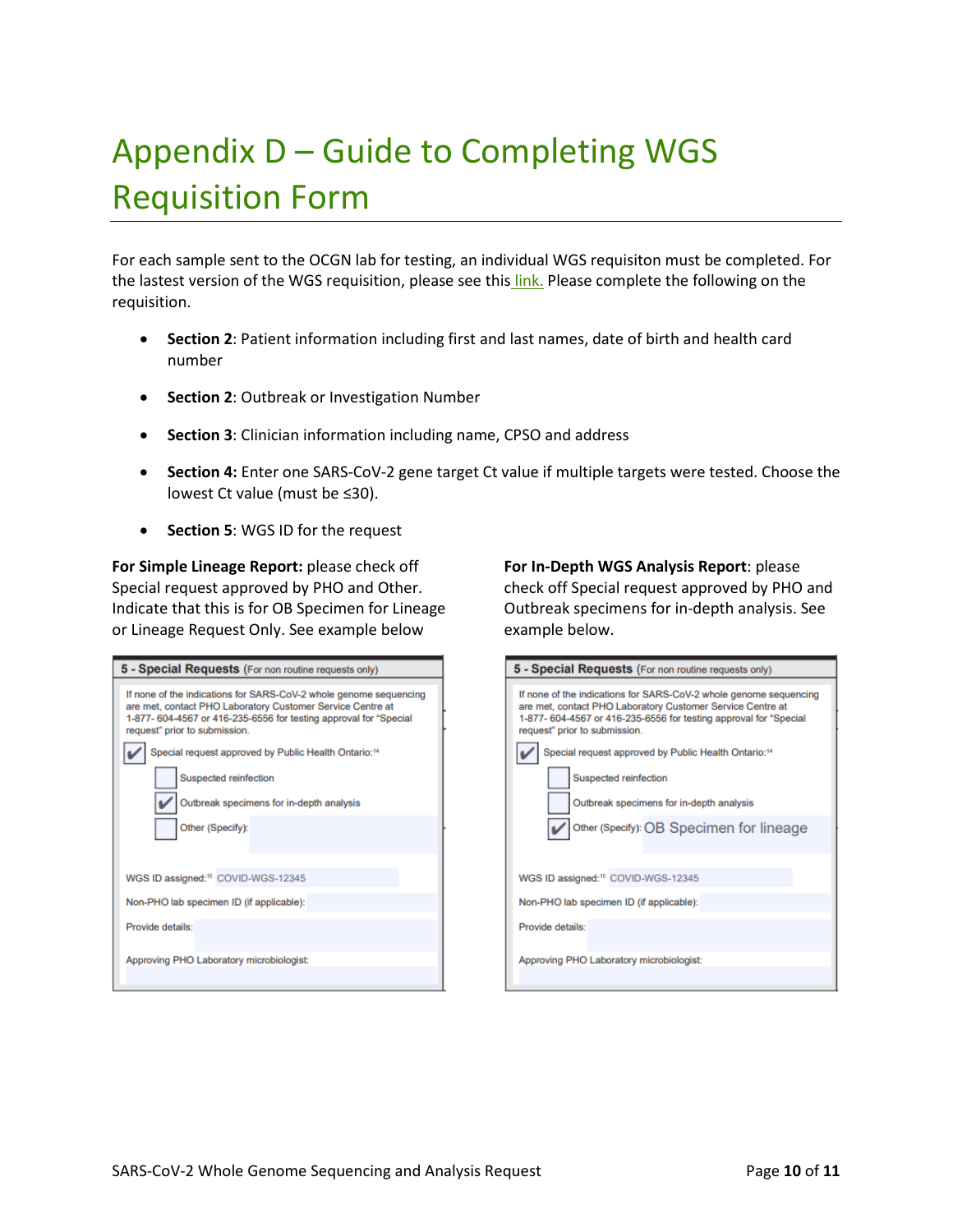# Appendix D – Guide to Completing WGS Requisition Form

For each sample sent to the OCGN lab for testing, an individual WGS requisiton must be completed. For the lastest version of the WGS requisition, please see this link. Please complete the following on the requisition.

- **Section 2**: Patient information including first and last names, date of birth and health card number
- **Section 2**: Outbreak or Investigation Number
- **Section 3**: Clinician information including name, CPSO and address
- **Section 4:** Enter one SARS-CoV-2 gene target Ct value if multiple targets were tested. Choose the lowest Ct value (must be ≤30).
- **Section 5**: WGS ID for the request

**For Simple Lineage Report:** please check off Special request approved by PHO and Other. Indicate that this is for OB Specimen for Lineage or Lineage Request Only. See example below

**5 - Special Requests** (For non routine requests only)

If none of the indications for SARS-CoV-2 whole genome sequencing are met, contact PHO Laboratory Customer Service Centre at 1-877- 604-4567 or 416-235-6556 for testing approval for "Special request" prior to submission.

- [x] Special request approved by Public Health Ontario:[14]
  - [ ] Suspected reinfection
  - [x] Outbreak specimens for in-depth analysis
  - [ ] Other (Specify):

WGS ID assigned:[15] COVID-WGS-12345

Non-PHO lab specimen ID (if applicable):

Provide details:

Approving PHO Laboratory microbiologist:

**For In-Depth WGS Analysis Report**: please check off Special request approved by PHO and Outbreak specimens for in-depth analysis. See example below.

**5 - Special Requests** (For non routine requests only)

If none of the indications for SARS-CoV-2 whole genome sequencing are met, contact PHO Laboratory Customer Service Centre at 1-877- 604-4567 or 416-235-6556 for testing approval for "Special request" prior to submission.

- [x] Special request approved by Public Health Ontario:[14]
  - [ ] Suspected reinfection
  - [ ] Outbreak specimens for in-depth analysis
  - [x] Other (Specify): OB Specimen for lineage

WGS ID assigned:[15] COVID-WGS-12345

Non-PHO lab specimen ID (if applicable):

Provide details:

Approving PHO Laboratory microbiologist: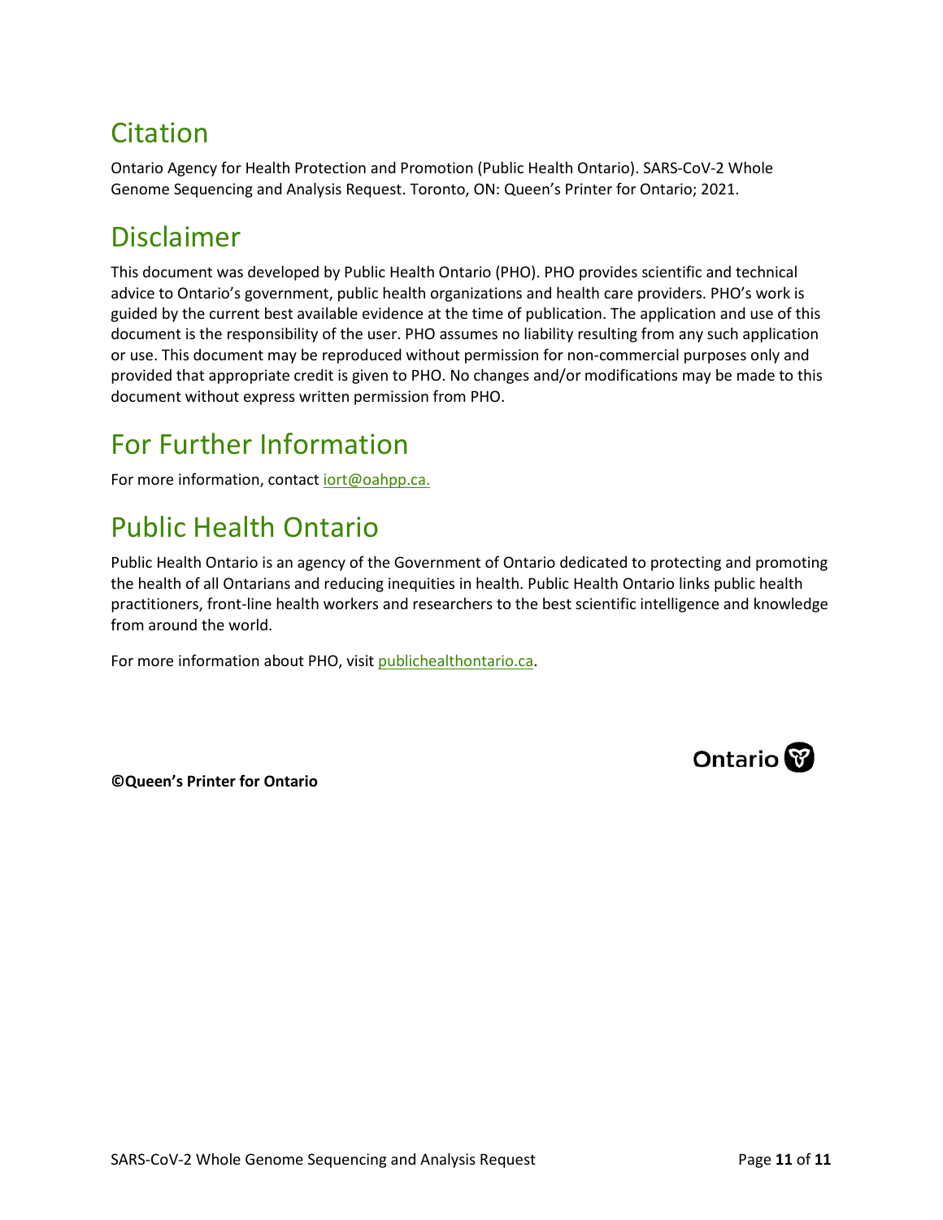## Citation

Ontario Agency for Health Protection and Promotion (Public Health Ontario). SARS-CoV-2 Whole Genome Sequencing and Analysis Request. Toronto, ON: Queen's Printer for Ontario; 2021.

## Disclaimer

This document was developed by Public Health Ontario (PHO). PHO provides scientific and technical advice to Ontario's government, public health organizations and health care providers. PHO's work is guided by the current best available evidence at the time of publication. The application and use of this document is the responsibility of the user. PHO assumes no liability resulting from any such application or use. This document may be reproduced without permission for non-commercial purposes only and provided that appropriate credit is given to PHO. No changes and/or modifications may be made to this document without express written permission from PHO.

## For Further Information

For more information, contact iort@oahpp.ca.

## Public Health Ontario

Public Health Ontario is an agency of the Government of Ontario dedicated to protecting and promoting the health of all Ontarians and reducing inequities in health. Public Health Ontario links public health practitioners, front-line health workers and researchers to the best scientific intelligence and knowledge from around the world.

For more information about PHO, visit publichealthontario.ca.

Ontario

**©Queen's Printer for Ontario**